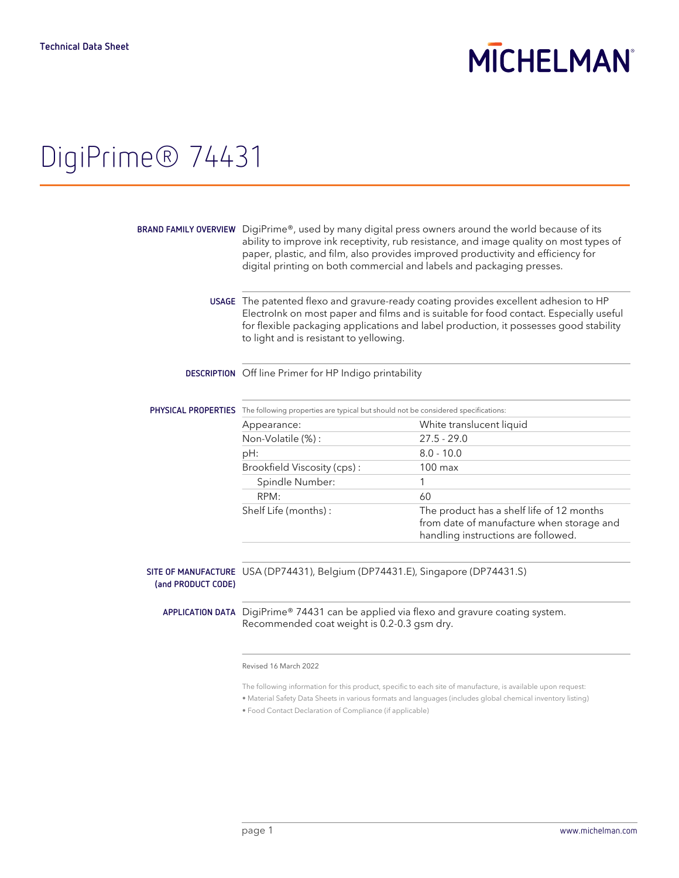Technical Data Sheet

MICHELMAN

# DigiPrime® 74431

**BRAND FAMILY OVERVIEW** DigiPrime®, used by many digital press owners around the world because of its ability to improve ink receptivity, rub resistance, and image quality on most types of paper, plastic, and film, also provides improved productivity and efficiency for digital printing on both commercial and labels and packaging presses.

**USAGE** The patented flexo and gravure-ready coating provides excellent adhesion to HP ElectroInk on most paper and films and is suitable for food contact. Especially useful for flexible packaging applications and label production, it possesses good stability to light and is resistant to yellowing.

**DESCRIPTION** Off line Primer for HP Indigo printability

**PHYSICAL PROPERTIES** The following properties are typical but should not be considered specifications:

| Property | Value |
|---|---|
| Appearance: | White translucent liquid |
| Non-Volatile (%) : | 27.5 - 29.0 |
| pH: | 8.0 - 10.0 |
| Brookfield Viscosity (cps) : | 100 max |
| Spindle Number: | 1 |
| RPM: | 60 |
| Shelf Life (months) : | The product has a shelf life of 12 months from date of manufacture when storage and handling instructions are followed. |

**SITE OF MANUFACTURE (and PRODUCT CODE)** USA (DP74431), Belgium (DP74431.E), Singapore (DP74431.S)

**APPLICATION DATA** DigiPrime® 74431 can be applied via flexo and gravure coating system. Recommended coat weight is 0.2-0.3 gsm dry.

Revised 16 March 2022

The following information for this product, specific to each site of manufacture, is available upon request:

- Material Safety Data Sheets in various formats and languages (includes global chemical inventory listing)
- Food Contact Declaration of Compliance (if applicable)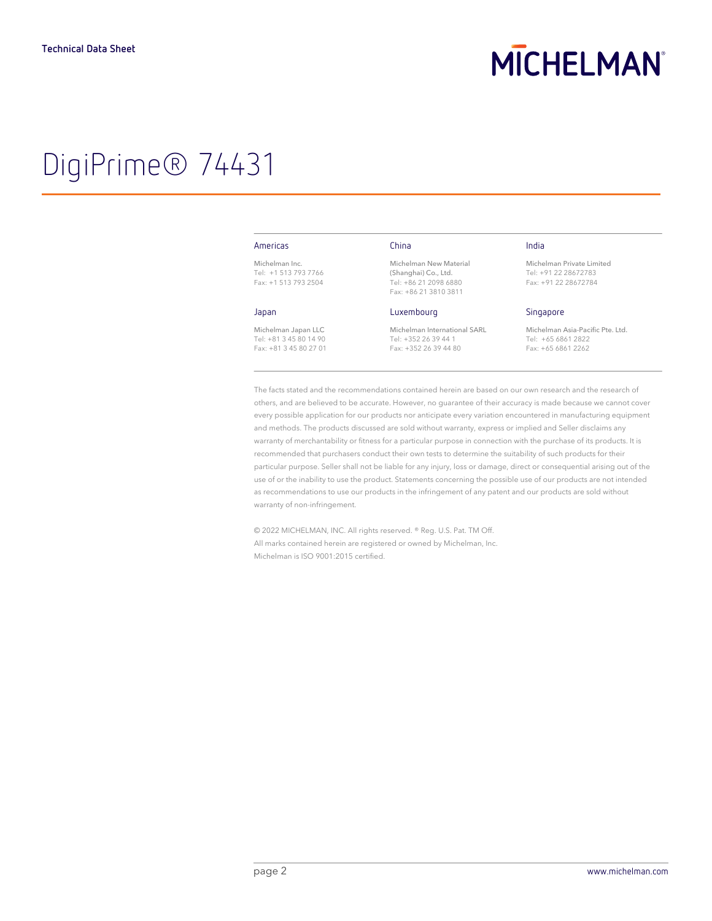# DigiPrime® 74431

### Americas

Michelman Inc.
Tel: +1 513 793 7766
Fax: +1 513 793 2504

### China

Michelman New Material (Shanghai) Co., Ltd.
Tel: +86 21 2098 6880
Fax: +86 21 3810 3811

### India

Michelman Private Limited
Tel: +91 22 28672783
Fax: +91 22 28672784

### Japan

Michelman Japan LLC
Tel: +81 3 45 80 14 90
Fax: +81 3 45 80 27 01

### Luxembourg

Michelman International SARL
Tel: +352 26 39 44 1
Fax: +352 26 39 44 80

### Singapore

Michelman Asia-Pacific Pte. Ltd.
Tel: +65 6861 2822
Fax: +65 6861 2262

The facts stated and the recommendations contained herein are based on our own research and the research of others, and are believed to be accurate. However, no guarantee of their accuracy is made because we cannot cover every possible application for our products nor anticipate every variation encountered in manufacturing equipment and methods. The products discussed are sold without warranty, express or implied and Seller disclaims any warranty of merchantability or fitness for a particular purpose in connection with the purchase of its products. It is recommended that purchasers conduct their own tests to determine the suitability of such products for their particular purpose. Seller shall not be liable for any injury, loss or damage, direct or consequential arising out of the use of or the inability to use the product. Statements concerning the possible use of our products are not intended as recommendations to use our products in the infringement of any patent and our products are sold without warranty of non-infringement.

© 2022 MICHELMAN, INC. All rights reserved. ® Reg. U.S. Pat. TM Off.
All marks contained herein are registered or owned by Michelman, Inc.
Michelman is ISO 9001:2015 certified.